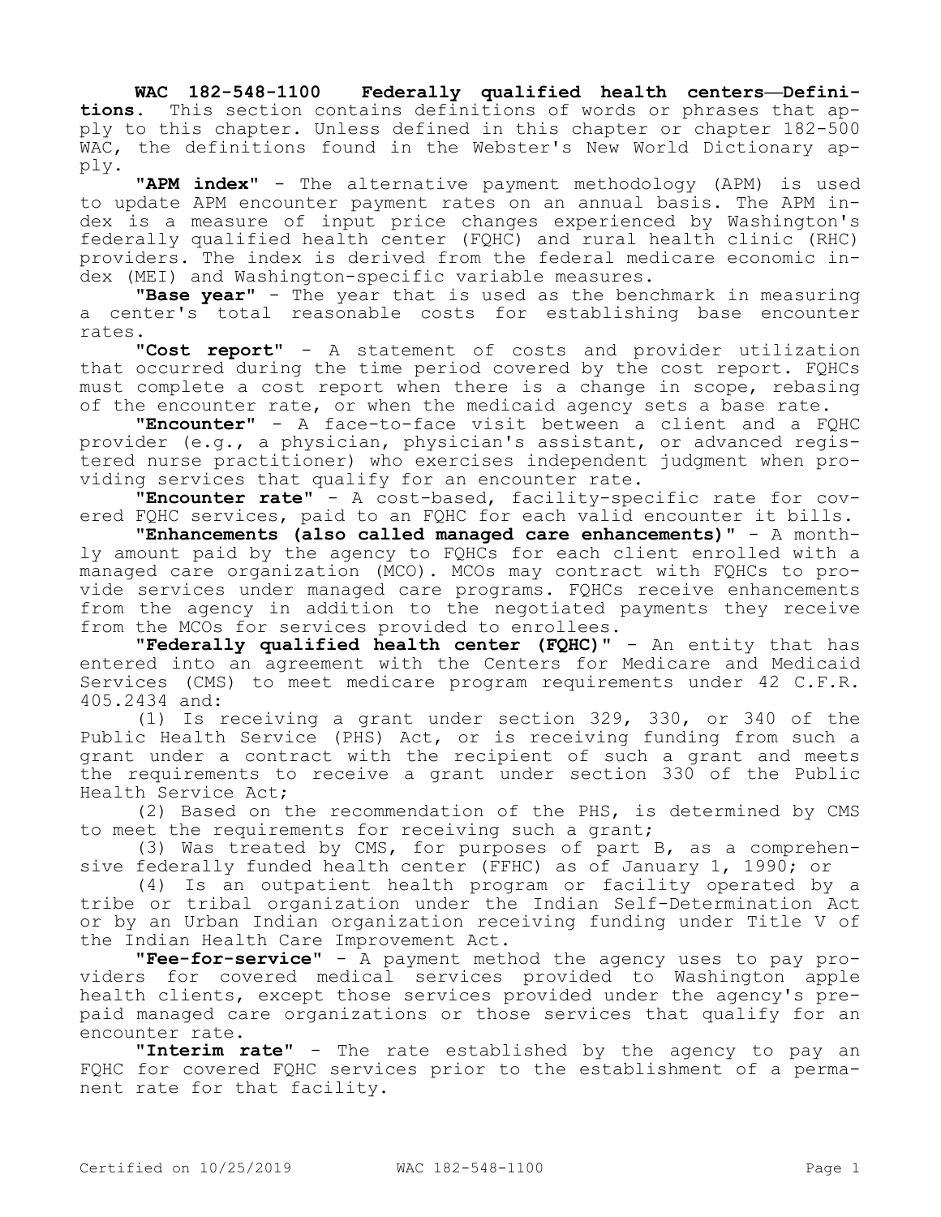**WAC 182-548-1100 Federally qualified health centers—Definitions.** This section contains definitions of words or phrases that apply to this chapter. Unless defined in this chapter or chapter 182-500 WAC, the definitions found in the Webster's New World Dictionary apply.

**"APM index"** - The alternative payment methodology (APM) is used to update APM encounter payment rates on an annual basis. The APM index is a measure of input price changes experienced by Washington's federally qualified health center (FQHC) and rural health clinic (RHC) providers. The index is derived from the federal medicare economic index (MEI) and Washington-specific variable measures.

**"Base year"** - The year that is used as the benchmark in measuring a center's total reasonable costs for establishing base encounter rates.

**"Cost report"** - A statement of costs and provider utilization that occurred during the time period covered by the cost report. FQHCs must complete a cost report when there is a change in scope, rebasing of the encounter rate, or when the medicaid agency sets a base rate.

**"Encounter"** - A face-to-face visit between a client and a FQHC provider (e.g., a physician, physician's assistant, or advanced registered nurse practitioner) who exercises independent judgment when providing services that qualify for an encounter rate.

**"Encounter rate"** - A cost-based, facility-specific rate for covered FQHC services, paid to an FQHC for each valid encounter it bills.

**"Enhancements (also called managed care enhancements)"** - A monthly amount paid by the agency to FQHCs for each client enrolled with a managed care organization (MCO). MCOs may contract with FQHCs to provide services under managed care programs. FQHCs receive enhancements from the agency in addition to the negotiated payments they receive from the MCOs for services provided to enrollees.

**"Federally qualified health center (FQHC)"** - An entity that has entered into an agreement with the Centers for Medicare and Medicaid Services (CMS) to meet medicare program requirements under 42 C.F.R. 405.2434 and:

(1) Is receiving a grant under section 329, 330, or 340 of the Public Health Service (PHS) Act, or is receiving funding from such a grant under a contract with the recipient of such a grant and meets the requirements to receive a grant under section 330 of the Public Health Service Act;

(2) Based on the recommendation of the PHS, is determined by CMS to meet the requirements for receiving such a grant;

(3) Was treated by CMS, for purposes of part B, as a comprehensive federally funded health center (FFHC) as of January 1, 1990; or

(4) Is an outpatient health program or facility operated by a tribe or tribal organization under the Indian Self-Determination Act or by an Urban Indian organization receiving funding under Title V of the Indian Health Care Improvement Act.

**"Fee-for-service"** - A payment method the agency uses to pay providers for covered medical services provided to Washington apple health clients, except those services provided under the agency's prepaid managed care organizations or those services that qualify for an encounter rate.

**"Interim rate"** - The rate established by the agency to pay an FQHC for covered FQHC services prior to the establishment of a permanent rate for that facility.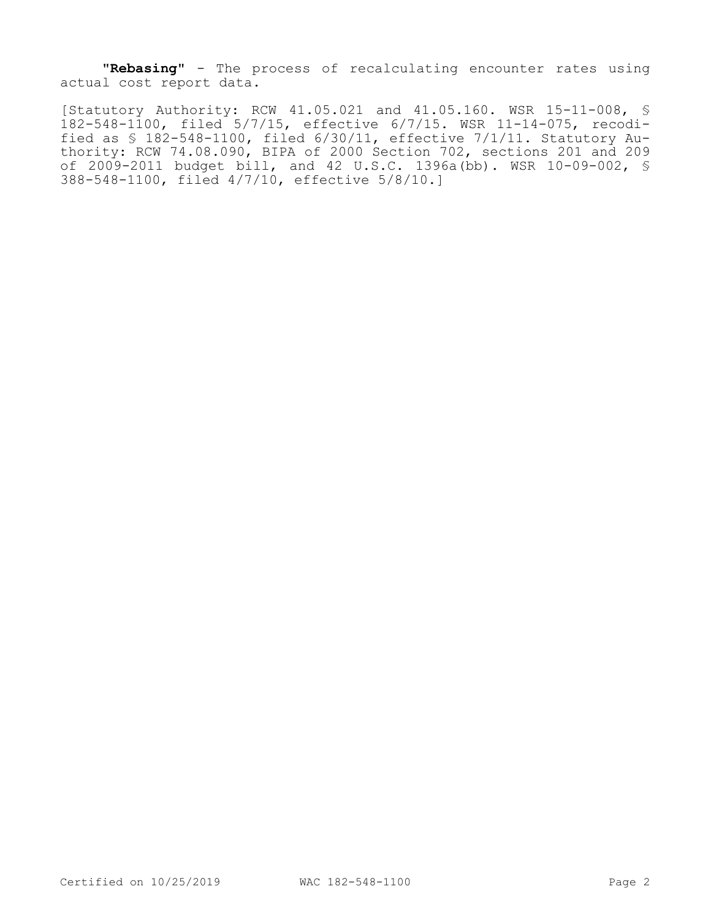**"Rebasing"** - The process of recalculating encounter rates using actual cost report data.

[Statutory Authority: RCW 41.05.021 and 41.05.160. WSR 15-11-008, § 182-548-1100, filed 5/7/15, effective 6/7/15. WSR 11-14-075, recodified as § 182-548-1100, filed 6/30/11, effective 7/1/11. Statutory Authority: RCW 74.08.090, BIPA of 2000 Section 702, sections 201 and 209 of 2009-2011 budget bill, and 42 U.S.C. 1396a(bb). WSR 10-09-002, § 388-548-1100, filed 4/7/10, effective 5/8/10.]